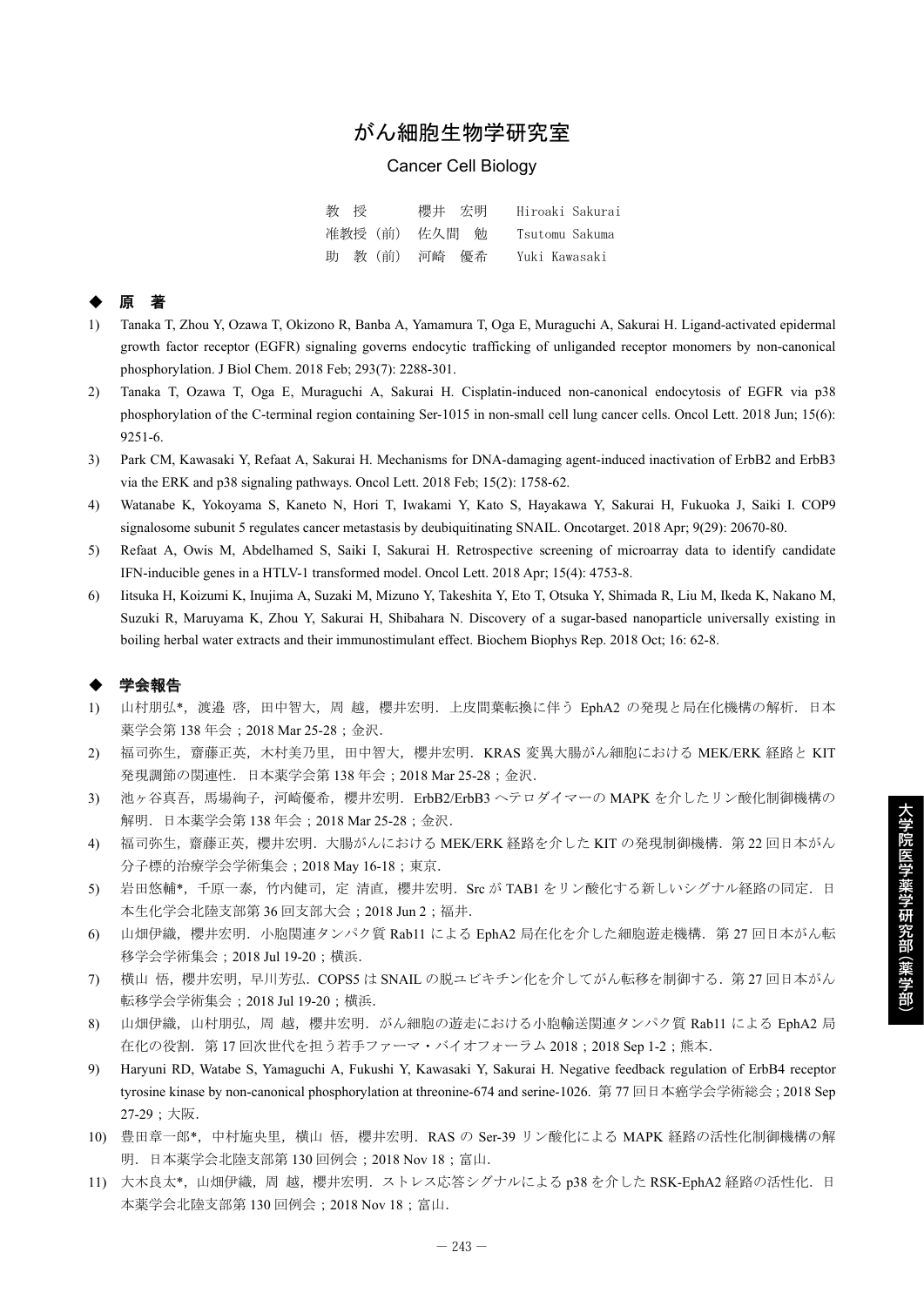# がん細胞生物学研究室

## Cancer Cell Biology

| | | |
|---|---|---|
| 教 授 | 櫻井 宏明 | Hiroaki Sakurai |
| 准教授（前） | 佐久間 勉 | Tsutomu Sakuma |
| 助 教（前） | 河崎 優希 | Yuki Kawasaki |

## ◆ 原 著

1) Tanaka T, Zhou Y, Ozawa T, Okizono R, Banba A, Yamamura T, Oga E, Muraguchi A, Sakurai H. Ligand-activated epidermal growth factor receptor (EGFR) signaling governs endocytic trafficking of unliganded receptor monomers by non-canonical phosphorylation. J Biol Chem. 2018 Feb; 293(7): 2288-301.
2) Tanaka T, Ozawa T, Oga E, Muraguchi A, Sakurai H. Cisplatin-induced non-canonical endocytosis of EGFR via p38 phosphorylation of the C-terminal region containing Ser-1015 in non-small cell lung cancer cells. Oncol Lett. 2018 Jun; 15(6): 9251-6.
3) Park CM, Kawasaki Y, Refaat A, Sakurai H. Mechanisms for DNA-damaging agent-induced inactivation of ErbB2 and ErbB3 via the ERK and p38 signaling pathways. Oncol Lett. 2018 Feb; 15(2): 1758-62.
4) Watanabe K, Yokoyama S, Kaneto N, Hori T, Iwakami Y, Kato S, Hayakawa Y, Sakurai H, Fukuoka J, Saiki I. COP9 signalosome subunit 5 regulates cancer metastasis by deubiquitinating SNAIL. Oncotarget. 2018 Apr; 9(29): 20670-80.
5) Refaat A, Owis M, Abdelhamed S, Saiki I, Sakurai H. Retrospective screening of microarray data to identify candidate IFN-inducible genes in a HTLV-1 transformed model. Oncol Lett. 2018 Apr; 15(4): 4753-8.
6) Iitsuka H, Koizumi K, Inujima A, Suzaki M, Mizuno Y, Takeshita Y, Eto T, Otsuka Y, Shimada R, Liu M, Ikeda K, Nakano M, Suzuki R, Maruyama K, Zhou Y, Sakurai H, Shibahara N. Discovery of a sugar-based nanoparticle universally existing in boiling herbal water extracts and their immunostimulant effect. Biochem Biophys Rep. 2018 Oct; 16: 62-8.

## ◆ 学会報告

1) 山村朋弘*，渡邉 啓，田中智大，周 越，櫻井宏明．上皮間葉転換に伴う EphA2 の発現と局在化機構の解析．日本薬学会第 138 年会；2018 Mar 25-28；金沢．
2) 福司弥生，齋藤正英，木村美乃里，田中智大，櫻井宏明．KRAS 変異大腸がん細胞における MEK/ERK 経路と KIT 発現調節の関連性．日本薬学会第 138 年会；2018 Mar 25-28；金沢．
3) 池ヶ谷真吾，馬場絢子，河崎優希，櫻井宏明．ErbB2/ErbB3 ヘテロダイマーの MAPK を介したリン酸化制御機構の解明．日本薬学会第 138 年会；2018 Mar 25-28；金沢．
4) 福司弥生，齋藤正英，櫻井宏明．大腸がんにおける MEK/ERK 経路を介した KIT の発現制御機構．第 22 回日本がん分子標的治療学会学術集会；2018 May 16-18；東京．
5) 岩田悠輔*，千原一泰，竹内健司，定 清直，櫻井宏明．Src が TAB1 をリン酸化する新しいシグナル経路の同定．日本生化学会北陸支部第 36 回支部大会；2018 Jun 2；福井．
6) 山畑伊織，櫻井宏明．小胞関連タンパク質 Rab11 による EphA2 局在化を介した細胞遊走機構．第 27 回日本がん転移学会学術集会；2018 Jul 19-20；横浜．
7) 横山 悟，櫻井宏明，早川芳弘．COPS5 は SNAIL の脱ユビキチン化を介してがん転移を制御する．第 27 回日本がん転移学会学術集会；2018 Jul 19-20；横浜．
8) 山畑伊織，山村朋弘，周 越，櫻井宏明．がん細胞の遊走における小胞輸送関連タンパク質 Rab11 による EphA2 局在化の役割．第 17 回次世代を担う若手ファーマ・バイオフォーラム 2018；2018 Sep 1-2；熊本．
9) Haryuni RD, Watabe S, Yamaguchi A, Fukushi Y, Kawasaki Y, Sakurai H. Negative feedback regulation of ErbB4 receptor tyrosine kinase by non-canonical phosphorylation at threonine-674 and serine-1026. 第 77 回日本癌学会学術総会 ; 2018 Sep 27-29；大阪．
10) 豊田章一郎*，中村施央里，横山 悟，櫻井宏明．RAS の Ser-39 リン酸化による MAPK 経路の活性化制御機構の解明．日本薬学会北陸支部第 130 回例会；2018 Nov 18；富山．
11) 大木良太*，山畑伊織，周 越，櫻井宏明．ストレス応答シグナルによる p38 を介した RSK-EphA2 経路の活性化．日本薬学会北陸支部第 130 回例会；2018 Nov 18；富山．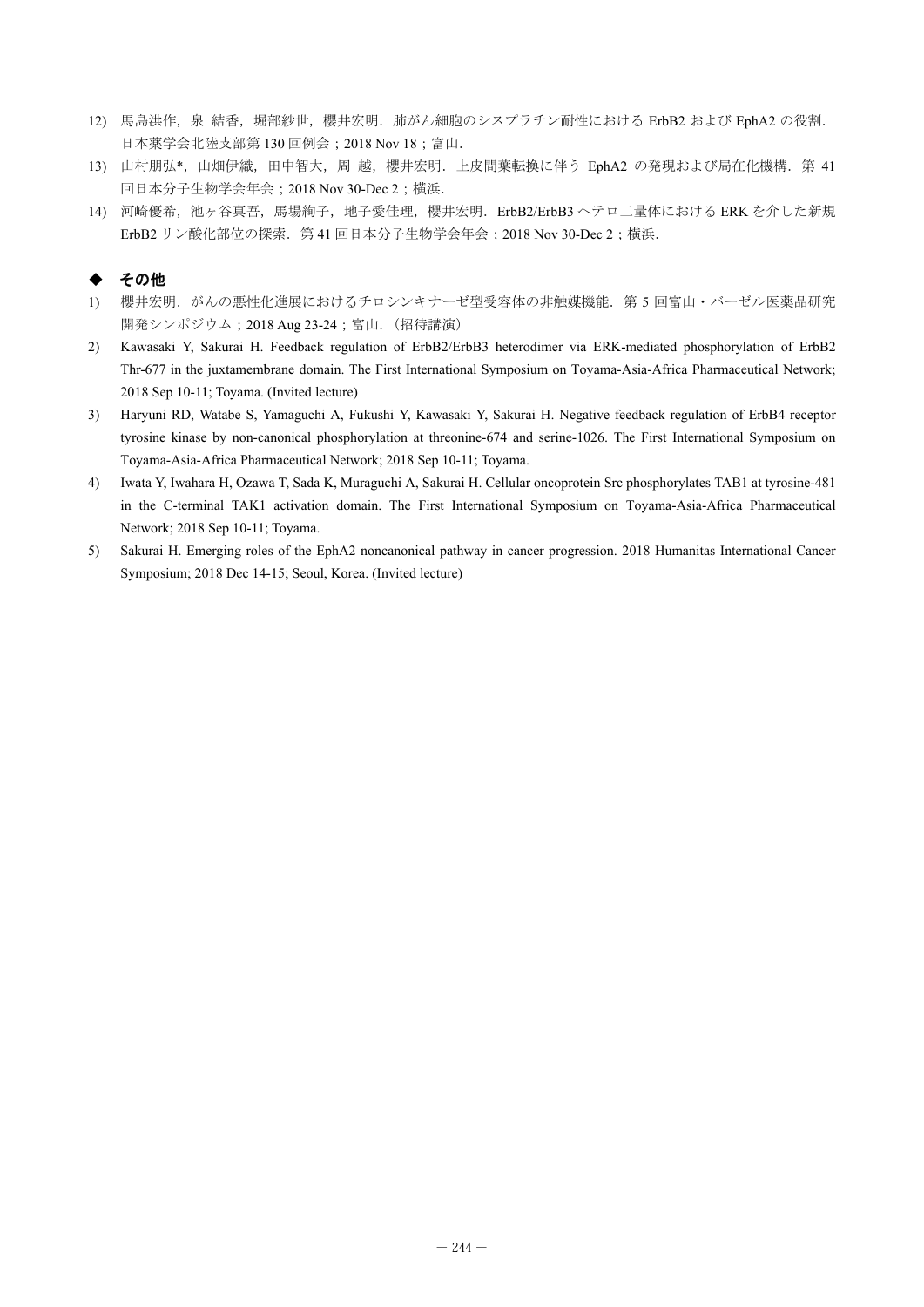12) 馬島洪作，泉 結香，堀部紗世，櫻井宏明．肺がん細胞のシスプラチン耐性における ErbB2 および EphA2 の役割．日本薬学会北陸支部第 130 回例会；2018 Nov 18；富山．
13) 山村朋弘*，山畑伊織，田中智大，周 越，櫻井宏明．上皮間葉転換に伴う EphA2 の発現および局在化機構．第 41 回日本分子生物学会年会；2018 Nov 30-Dec 2；横浜．
14) 河崎優希，池ヶ谷真吾，馬場絢子，地子愛佳理，櫻井宏明．ErbB2/ErbB3 ヘテロ二量体における ERK を介した新規 ErbB2 リン酸化部位の探索．第 41 回日本分子生物学会年会；2018 Nov 30-Dec 2；横浜．

## ◆ その他

1) 櫻井宏明．がんの悪性化進展におけるチロシンキナーゼ型受容体の非触媒機能．第 5 回富山・バーゼル医薬品研究開発シンポジウム；2018 Aug 23-24；富山．（招待講演）
2) Kawasaki Y, Sakurai H. Feedback regulation of ErbB2/ErbB3 heterodimer via ERK-mediated phosphorylation of ErbB2 Thr-677 in the juxtamembrane domain. The First International Symposium on Toyama-Asia-Africa Pharmaceutical Network; 2018 Sep 10-11; Toyama. (Invited lecture)
3) Haryuni RD, Watabe S, Yamaguchi A, Fukushi Y, Kawasaki Y, Sakurai H. Negative feedback regulation of ErbB4 receptor tyrosine kinase by non-canonical phosphorylation at threonine-674 and serine-1026. The First International Symposium on Toyama-Asia-Africa Pharmaceutical Network; 2018 Sep 10-11; Toyama.
4) Iwata Y, Iwahara H, Ozawa T, Sada K, Muraguchi A, Sakurai H. Cellular oncoprotein Src phosphorylates TAB1 at tyrosine-481 in the C-terminal TAK1 activation domain. The First International Symposium on Toyama-Asia-Africa Pharmaceutical Network; 2018 Sep 10-11; Toyama.
5) Sakurai H. Emerging roles of the EphA2 noncanonical pathway in cancer progression. 2018 Humanitas International Cancer Symposium; 2018 Dec 14-15; Seoul, Korea. (Invited lecture)